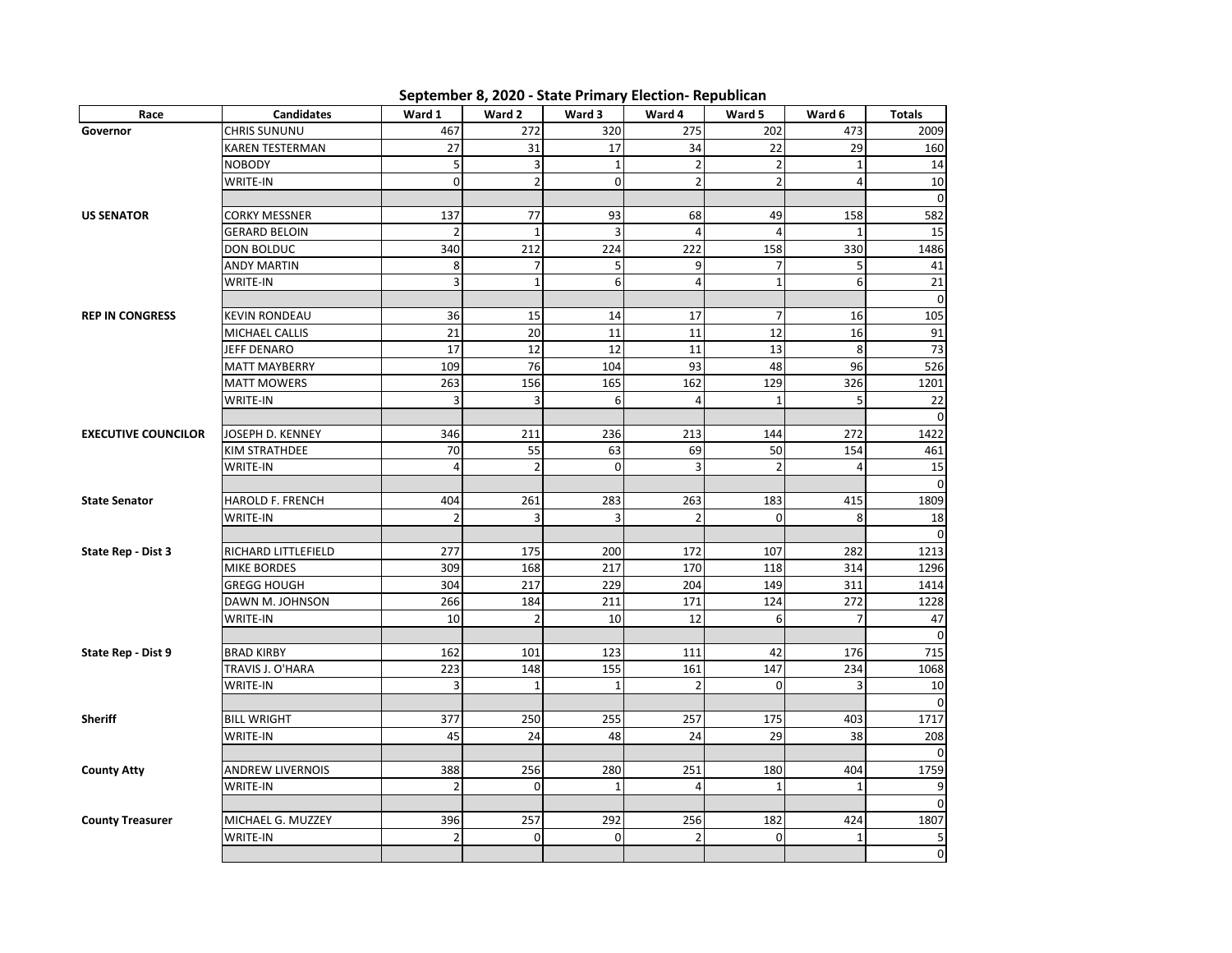# September 8, 2020 - State Primary Election- Republican

| Race | Candidates | Ward 1 | Ward 2 | Ward 3 | Ward 4 | Ward 5 | Ward 6 | Totals |
|---|---|---|---|---|---|---|---|---|
| **Governor** | CHRIS SUNUNU | 467 | 272 | 320 | 275 | 202 | 473 | 2009 |
| | KAREN TESTERMAN | 27 | 31 | 17 | 34 | 22 | 29 | 160 |
| | NOBODY | 5 | 3 | 1 | 2 | 2 | 1 | 14 |
| | WRITE-IN | 0 | 2 | 0 | 2 | 2 | 4 | 10 |
| | | | | | | | | 0 |
| **US SENATOR** | CORKY MESSNER | 137 | 77 | 93 | 68 | 49 | 158 | 582 |
| | GERARD BELOIN | 2 | 1 | 3 | 4 | 4 | 1 | 15 |
| | DON BOLDUC | 340 | 212 | 224 | 222 | 158 | 330 | 1486 |
| | ANDY MARTIN | 8 | 7 | 5 | 9 | 7 | 5 | 41 |
| | WRITE-IN | 3 | 1 | 6 | 4 | 1 | 6 | 21 |
| | | | | | | | | 0 |
| **REP IN CONGRESS** | KEVIN RONDEAU | 36 | 15 | 14 | 17 | 7 | 16 | 105 |
| | MICHAEL CALLIS | 21 | 20 | 11 | 11 | 12 | 16 | 91 |
| | JEFF DENARO | 17 | 12 | 12 | 11 | 13 | 8 | 73 |
| | MATT MAYBERRY | 109 | 76 | 104 | 93 | 48 | 96 | 526 |
| | MATT MOWERS | 263 | 156 | 165 | 162 | 129 | 326 | 1201 |
| | WRITE-IN | 3 | 3 | 6 | 4 | 1 | 5 | 22 |
| | | | | | | | | 0 |
| **EXECUTIVE COUNCILOR** | JOSEPH D. KENNEY | 346 | 211 | 236 | 213 | 144 | 272 | 1422 |
| | KIM STRATHDEE | 70 | 55 | 63 | 69 | 50 | 154 | 461 |
| | WRITE-IN | 4 | 2 | 0 | 3 | 2 | 4 | 15 |
| | | | | | | | | 0 |
| **State Senator** | HAROLD F. FRENCH | 404 | 261 | 283 | 263 | 183 | 415 | 1809 |
| | WRITE-IN | 2 | 3 | 3 | 2 | 0 | 8 | 18 |
| | | | | | | | | 0 |
| **State Rep - Dist 3** | RICHARD LITTLEFIELD | 277 | 175 | 200 | 172 | 107 | 282 | 1213 |
| | MIKE BORDES | 309 | 168 | 217 | 170 | 118 | 314 | 1296 |
| | GREGG HOUGH | 304 | 217 | 229 | 204 | 149 | 311 | 1414 |
| | DAWN M. JOHNSON | 266 | 184 | 211 | 171 | 124 | 272 | 1228 |
| | WRITE-IN | 10 | 2 | 10 | 12 | 6 | 7 | 47 |
| | | | | | | | | 0 |
| **State Rep - Dist 9** | BRAD KIRBY | 162 | 101 | 123 | 111 | 42 | 176 | 715 |
| | TRAVIS J. O'HARA | 223 | 148 | 155 | 161 | 147 | 234 | 1068 |
| | WRITE-IN | 3 | 1 | 1 | 2 | 0 | 3 | 10 |
| | | | | | | | | 0 |
| **Sheriff** | BILL WRIGHT | 377 | 250 | 255 | 257 | 175 | 403 | 1717 |
| | WRITE-IN | 45 | 24 | 48 | 24 | 29 | 38 | 208 |
| | | | | | | | | 0 |
| **County Atty** | ANDREW LIVERNOIS | 388 | 256 | 280 | 251 | 180 | 404 | 1759 |
| | WRITE-IN | 2 | 0 | 1 | 4 | 1 | 1 | 9 |
| | | | | | | | | 0 |
| **County Treasurer** | MICHAEL G. MUZZEY | 396 | 257 | 292 | 256 | 182 | 424 | 1807 |
| | WRITE-IN | 2 | 0 | 0 | 2 | 0 | 1 | 5 |
| | | | | | | | | 0 |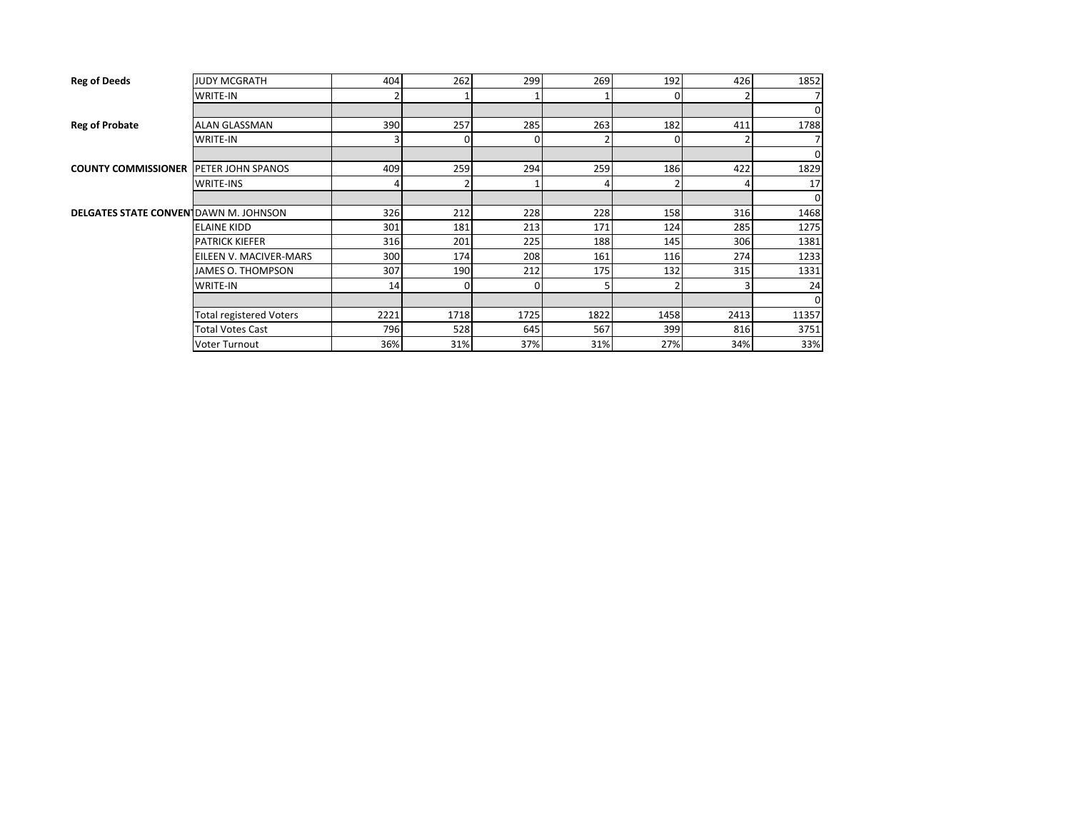| | | | | | | | | |
|---|---|---|---|---|---|---|---|---|
| **Reg of Deeds** | JUDY MCGRATH | 404 | 262 | 299 | 269 | 192 | 426 | 1852 |
| | WRITE-IN | 2 | 1 | 1 | 1 | 0 | 2 | 7 |
| | | | | | | | | 0 |
| **Reg of Probate** | ALAN GLASSMAN | 390 | 257 | 285 | 263 | 182 | 411 | 1788 |
| | WRITE-IN | 3 | 0 | 0 | 2 | 0 | 2 | 7 |
| | | | | | | | | 0 |
| **COUNTY COMMISSIONER** | PETER JOHN SPANOS | 409 | 259 | 294 | 259 | 186 | 422 | 1829 |
| | WRITE-INS | 4 | 2 | 1 | 4 | 2 | 4 | 17 |
| | | | | | | | | 0 |
| **DELGATES STATE CONVENT** | DAWN M. JOHNSON | 326 | 212 | 228 | 228 | 158 | 316 | 1468 |
| | ELAINE KIDD | 301 | 181 | 213 | 171 | 124 | 285 | 1275 |
| | PATRICK KIEFER | 316 | 201 | 225 | 188 | 145 | 306 | 1381 |
| | EILEEN V. MACIVER-MARS | 300 | 174 | 208 | 161 | 116 | 274 | 1233 |
| | JAMES O. THOMPSON | 307 | 190 | 212 | 175 | 132 | 315 | 1331 |
| | WRITE-IN | 14 | 0 | 0 | 5 | 2 | 3 | 24 |
| | | | | | | | | 0 |
| | Total registered Voters | 2221 | 1718 | 1725 | 1822 | 1458 | 2413 | 11357 |
| | Total Votes Cast | 796 | 528 | 645 | 567 | 399 | 816 | 3751 |
| | Voter Turnout | 36% | 31% | 37% | 31% | 27% | 34% | 33% |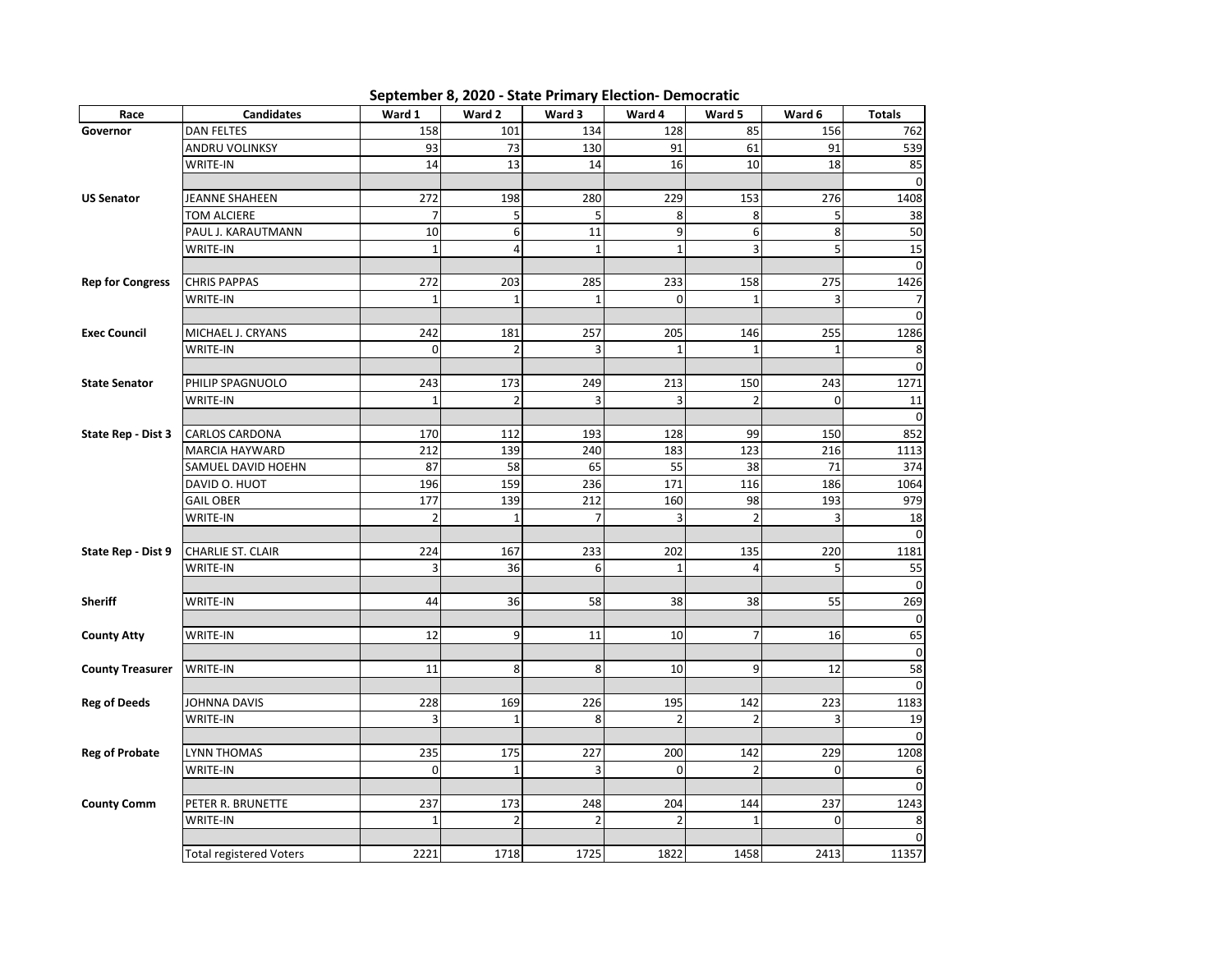## September 8, 2020 - State Primary Election- Democratic

| Race | Candidates | Ward 1 | Ward 2 | Ward 3 | Ward 4 | Ward 5 | Ward 6 | Totals |
|---|---|---|---|---|---|---|---|---|
| **Governor** | DAN FELTES | 158 | 101 | 134 | 128 | 85 | 156 | 762 |
| | ANDRU VOLINKSY | 93 | 73 | 130 | 91 | 61 | 91 | 539 |
| | WRITE-IN | 14 | 13 | 14 | 16 | 10 | 18 | 85 |
| | | | | | | | | 0 |
| **US Senator** | JEANNE SHAHEEN | 272 | 198 | 280 | 229 | 153 | 276 | 1408 |
| | TOM ALCIERE | 7 | 5 | 5 | 8 | 8 | 5 | 38 |
| | PAUL J. KARAUTMANN | 10 | 6 | 11 | 9 | 6 | 8 | 50 |
| | WRITE-IN | 1 | 4 | 1 | 1 | 3 | 5 | 15 |
| | | | | | | | | 0 |
| **Rep for Congress** | CHRIS PAPPAS | 272 | 203 | 285 | 233 | 158 | 275 | 1426 |
| | WRITE-IN | 1 | 1 | 1 | 0 | 1 | 3 | 7 |
| | | | | | | | | 0 |
| **Exec Council** | MICHAEL J. CRYANS | 242 | 181 | 257 | 205 | 146 | 255 | 1286 |
| | WRITE-IN | 0 | 2 | 3 | 1 | 1 | 1 | 8 |
| | | | | | | | | 0 |
| **State Senator** | PHILIP SPAGNUOLO | 243 | 173 | 249 | 213 | 150 | 243 | 1271 |
| | WRITE-IN | 1 | 2 | 3 | 3 | 2 | 0 | 11 |
| | | | | | | | | 0 |
| **State Rep - Dist 3** | CARLOS CARDONA | 170 | 112 | 193 | 128 | 99 | 150 | 852 |
| | MARCIA HAYWARD | 212 | 139 | 240 | 183 | 123 | 216 | 1113 |
| | SAMUEL DAVID HOEHN | 87 | 58 | 65 | 55 | 38 | 71 | 374 |
| | DAVID O. HUOT | 196 | 159 | 236 | 171 | 116 | 186 | 1064 |
| | GAIL OBER | 177 | 139 | 212 | 160 | 98 | 193 | 979 |
| | WRITE-IN | 2 | 1 | 7 | 3 | 2 | 3 | 18 |
| | | | | | | | | 0 |
| **State Rep - Dist 9** | CHARLIE ST. CLAIR | 224 | 167 | 233 | 202 | 135 | 220 | 1181 |
| | WRITE-IN | 3 | 36 | 6 | 1 | 4 | 5 | 55 |
| | | | | | | | | 0 |
| **Sheriff** | WRITE-IN | 44 | 36 | 58 | 38 | 38 | 55 | 269 |
| | | | | | | | | 0 |
| **County Atty** | WRITE-IN | 12 | 9 | 11 | 10 | 7 | 16 | 65 |
| | | | | | | | | 0 |
| **County Treasurer** | WRITE-IN | 11 | 8 | 8 | 10 | 9 | 12 | 58 |
| | | | | | | | | 0 |
| **Reg of Deeds** | JOHNNA DAVIS | 228 | 169 | 226 | 195 | 142 | 223 | 1183 |
| | WRITE-IN | 3 | 1 | 8 | 2 | 2 | 3 | 19 |
| | | | | | | | | 0 |
| **Reg of Probate** | LYNN THOMAS | 235 | 175 | 227 | 200 | 142 | 229 | 1208 |
| | WRITE-IN | 0 | 1 | 3 | 0 | 2 | 0 | 6 |
| | | | | | | | | 0 |
| **County Comm** | PETER R. BRUNETTE | 237 | 173 | 248 | 204 | 144 | 237 | 1243 |
| | WRITE-IN | 1 | 2 | 2 | 2 | 1 | 0 | 8 |
| | | | | | | | | 0 |
| | Total registered Voters | 2221 | 1718 | 1725 | 1822 | 1458 | 2413 | 11357 |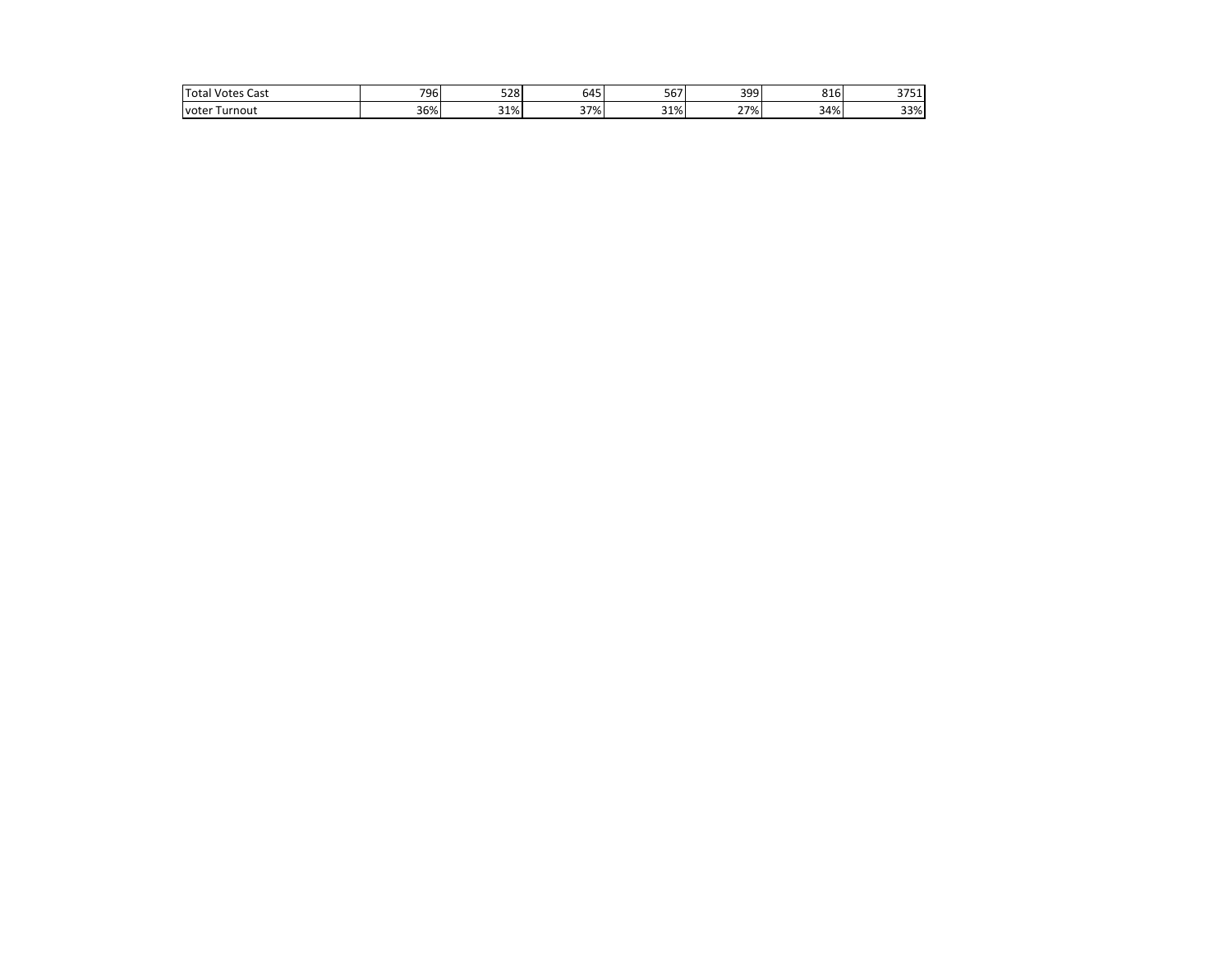| | | | | | | | |
|---|---|---|---|---|---|---|---|
| Total Votes Cast | 796 | 528 | 645 | 567 | 399 | 816 | 3751 |
| voter Turnout | 36% | 31% | 37% | 31% | 27% | 34% | 33% |